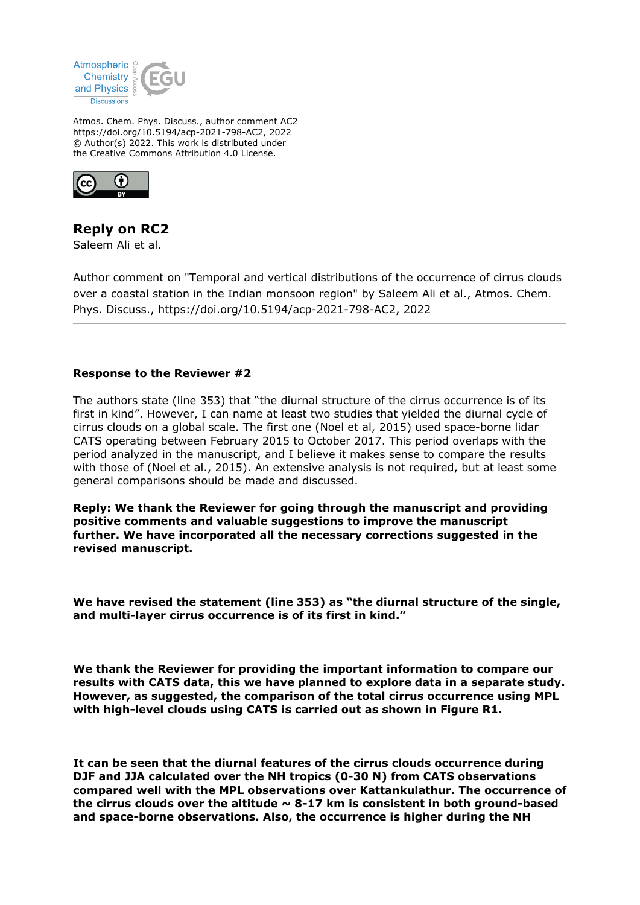Atmospheric Chemistry and Physics Discussions

Atmos. Chem. Phys. Discuss., author comment AC2
https://doi.org/10.5194/acp-2021-798-AC2, 2022
© Author(s) 2022. This work is distributed under the Creative Commons Attribution 4.0 License.

## Reply on RC2

Saleem Ali et al.

---

Author comment on "Temporal and vertical distributions of the occurrence of cirrus clouds over a coastal station in the Indian monsoon region" by Saleem Ali et al., Atmos. Chem. Phys. Discuss., https://doi.org/10.5194/acp-2021-798-AC2, 2022

---

**Response to the Reviewer #2**

The authors state (line 353) that "the diurnal structure of the cirrus occurrence is of its first in kind". However, I can name at least two studies that yielded the diurnal cycle of cirrus clouds on a global scale. The first one (Noel et al, 2015) used space-borne lidar CATS operating between February 2015 to October 2017. This period overlaps with the period analyzed in the manuscript, and I believe it makes sense to compare the results with those of (Noel et al., 2015). An extensive analysis is not required, but at least some general comparisons should be made and discussed.

**Reply: We thank the Reviewer for going through the manuscript and providing positive comments and valuable suggestions to improve the manuscript further. We have incorporated all the necessary corrections suggested in the revised manuscript.**

**We have revised the statement (line 353) as "the diurnal structure of the single, and multi-layer cirrus occurrence is of its first in kind."**

**We thank the Reviewer for providing the important information to compare our results with CATS data, this we have planned to explore data in a separate study. However, as suggested, the comparison of the total cirrus occurrence using MPL with high-level clouds using CATS is carried out as shown in Figure R1.**

**It can be seen that the diurnal features of the cirrus clouds occurrence during DJF and JJA calculated over the NH tropics (0-30 N) from CATS observations compared well with the MPL observations over Kattankulathur. The occurrence of the cirrus clouds over the altitude ~ 8-17 km is consistent in both ground-based and space-borne observations. Also, the occurrence is higher during the NH**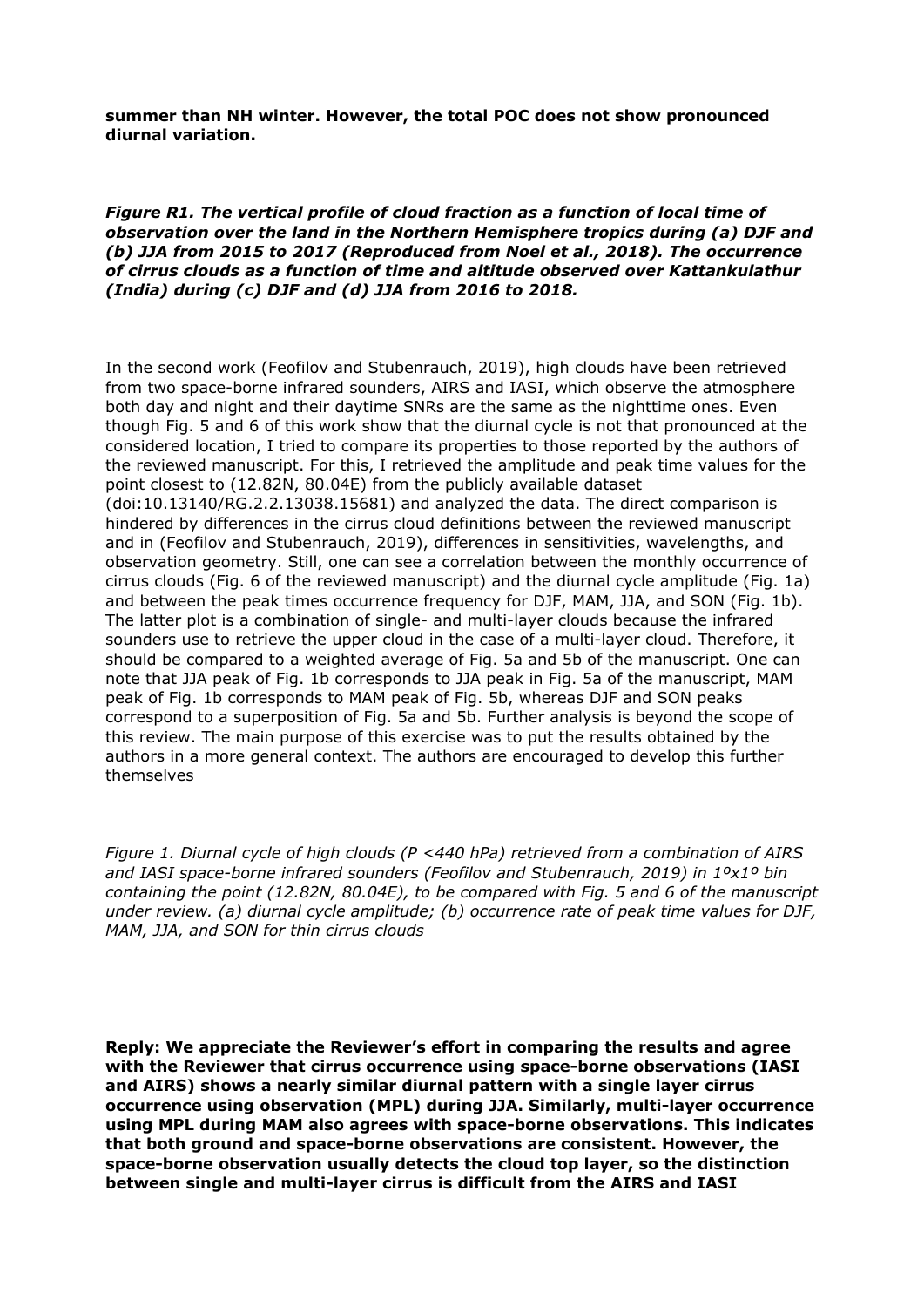**summer than NH winter. However, the total POC does not show pronounced diurnal variation.**

***Figure R1. The vertical profile of cloud fraction as a function of local time of observation over the land in the Northern Hemisphere tropics during (a) DJF and (b) JJA from 2015 to 2017 (Reproduced from Noel et al., 2018). The occurrence of cirrus clouds as a function of time and altitude observed over Kattankulathur (India) during (c) DJF and (d) JJA from 2016 to 2018.***

In the second work (Feofilov and Stubenrauch, 2019), high clouds have been retrieved from two space-borne infrared sounders, AIRS and IASI, which observe the atmosphere both day and night and their daytime SNRs are the same as the nighttime ones. Even though Fig. 5 and 6 of this work show that the diurnal cycle is not that pronounced at the considered location, I tried to compare its properties to those reported by the authors of the reviewed manuscript. For this, I retrieved the amplitude and peak time values for the point closest to (12.82N, 80.04E) from the publicly available dataset (doi:10.13140/RG.2.2.13038.15681) and analyzed the data. The direct comparison is hindered by differences in the cirrus cloud definitions between the reviewed manuscript and in (Feofilov and Stubenrauch, 2019), differences in sensitivities, wavelengths, and observation geometry. Still, one can see a correlation between the monthly occurrence of cirrus clouds (Fig. 6 of the reviewed manuscript) and the diurnal cycle amplitude (Fig. 1a) and between the peak times occurrence frequency for DJF, MAM, JJA, and SON (Fig. 1b). The latter plot is a combination of single- and multi-layer clouds because the infrared sounders use to retrieve the upper cloud in the case of a multi-layer cloud. Therefore, it should be compared to a weighted average of Fig. 5a and 5b of the manuscript. One can note that JJA peak of Fig. 1b corresponds to JJA peak in Fig. 5a of the manuscript, MAM peak of Fig. 1b corresponds to MAM peak of Fig. 5b, whereas DJF and SON peaks correspond to a superposition of Fig. 5a and 5b. Further analysis is beyond the scope of this review. The main purpose of this exercise was to put the results obtained by the authors in a more general context. The authors are encouraged to develop this further themselves

*Figure 1. Diurnal cycle of high clouds (P <440 hPa) retrieved from a combination of AIRS and IASI space-borne infrared sounders (Feofilov and Stubenrauch, 2019) in 1ºx1º bin containing the point (12.82N, 80.04E), to be compared with Fig. 5 and 6 of the manuscript under review. (a) diurnal cycle amplitude; (b) occurrence rate of peak time values for DJF, MAM, JJA, and SON for thin cirrus clouds*

**Reply: We appreciate the Reviewer's effort in comparing the results and agree with the Reviewer that cirrus occurrence using space-borne observations (IASI and AIRS) shows a nearly similar diurnal pattern with a single layer cirrus occurrence using observation (MPL) during JJA. Similarly, multi-layer occurrence using MPL during MAM also agrees with space-borne observations. This indicates that both ground and space-borne observations are consistent. However, the space-borne observation usually detects the cloud top layer, so the distinction between single and multi-layer cirrus is difficult from the AIRS and IASI**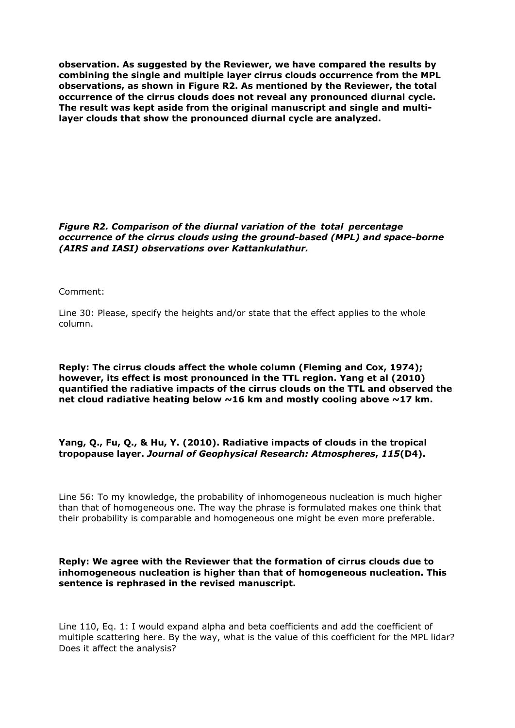**observation. As suggested by the Reviewer, we have compared the results by combining the single and multiple layer cirrus clouds occurrence from the MPL observations, as shown in Figure R2. As mentioned by the Reviewer, the total occurrence of the cirrus clouds does not reveal any pronounced diurnal cycle. The result was kept aside from the original manuscript and single and multi-layer clouds that show the pronounced diurnal cycle are analyzed.**

***Figure R2. Comparison of the diurnal variation of the total percentage occurrence of the cirrus clouds using the ground-based (MPL) and space-borne (AIRS and IASI) observations over Kattankulathur.***

Comment:

Line 30: Please, specify the heights and/or state that the effect applies to the whole column.

**Reply: The cirrus clouds affect the whole column (Fleming and Cox, 1974); however, its effect is most pronounced in the TTL region. Yang et al (2010) quantified the radiative impacts of the cirrus clouds on the TTL and observed the net cloud radiative heating below ~16 km and mostly cooling above ~17 km.**

**Yang, Q., Fu, Q., & Hu, Y. (2010). Radiative impacts of clouds in the tropical tropopause layer. *Journal of Geophysical Research: Atmospheres*, *115*(D4).**

Line 56: To my knowledge, the probability of inhomogeneous nucleation is much higher than that of homogeneous one. The way the phrase is formulated makes one think that their probability is comparable and homogeneous one might be even more preferable.

**Reply: We agree with the Reviewer that the formation of cirrus clouds due to inhomogeneous nucleation is higher than that of homogeneous nucleation. This sentence is rephrased in the revised manuscript.**

Line 110, Eq. 1: I would expand alpha and beta coefficients and add the coefficient of multiple scattering here. By the way, what is the value of this coefficient for the MPL lidar? Does it affect the analysis?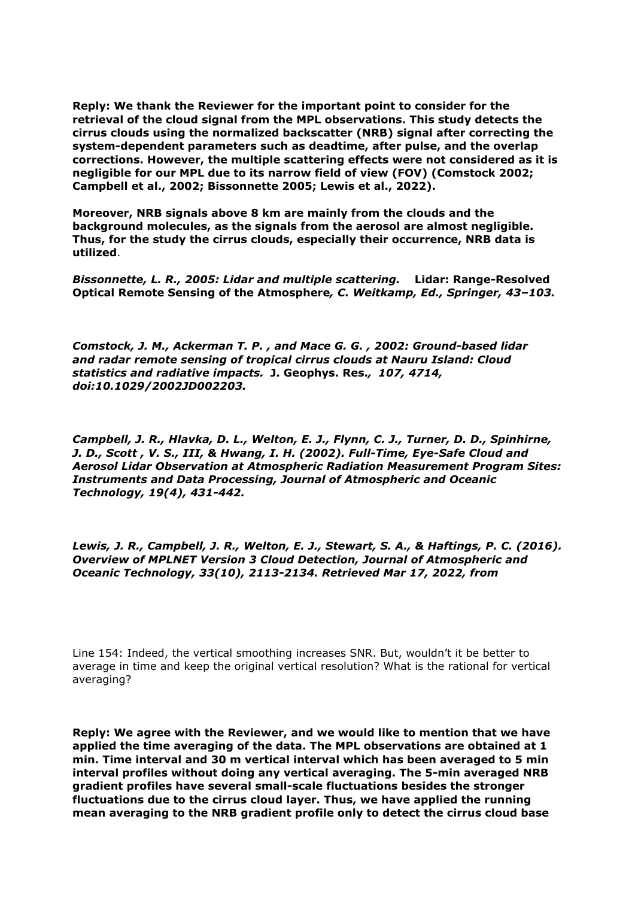**Reply: We thank the Reviewer for the important point to consider for the retrieval of the cloud signal from the MPL observations. This study detects the cirrus clouds using the normalized backscatter (NRB) signal after correcting the system-dependent parameters such as deadtime, after pulse, and the overlap corrections. However, the multiple scattering effects were not considered as it is negligible for our MPL due to its narrow field of view (FOV) (Comstock 2002; Campbell et al., 2002; Bissonnette 2005; Lewis et al., 2022).**

**Moreover, NRB signals above 8 km are mainly from the clouds and the background molecules, as the signals from the aerosol are almost negligible. Thus, for the study the cirrus clouds, especially their occurrence, NRB data is utilized**.

***Bissonnette, L. R., 2005: Lidar and multiple scattering.* Lidar: Range-Resolved Optical Remote Sensing of the Atmosphere*, C. Weitkamp, Ed., Springer, 43–103.***

***Comstock, J. M., Ackerman T. P. , and Mace G. G. , 2002: Ground-based lidar and radar remote sensing of tropical cirrus clouds at Nauru Island: Cloud statistics and radiative impacts.* J. Geophys. Res.*, 107, 4714, doi:10.1029/2002JD002203.***

***Campbell, J. R., Hlavka, D. L., Welton, E. J., Flynn, C. J., Turner, D. D., Spinhirne, J. D., Scott , V. S., III, & Hwang, I. H. (2002). Full-Time, Eye-Safe Cloud and Aerosol Lidar Observation at Atmospheric Radiation Measurement Program Sites: Instruments and Data Processing, Journal of Atmospheric and Oceanic Technology, 19(4), 431-442.***

***Lewis, J. R., Campbell, J. R., Welton, E. J., Stewart, S. A., & Haftings, P. C. (2016). Overview of MPLNET Version 3 Cloud Detection, Journal of Atmospheric and Oceanic Technology, 33(10), 2113-2134. Retrieved Mar 17, 2022, from***

Line 154: Indeed, the vertical smoothing increases SNR. But, wouldn't it be better to average in time and keep the original vertical resolution? What is the rational for vertical averaging?

**Reply: We agree with the Reviewer, and we would like to mention that we have applied the time averaging of the data. The MPL observations are obtained at 1 min. Time interval and 30 m vertical interval which has been averaged to 5 min interval profiles without doing any vertical averaging. The 5-min averaged NRB gradient profiles have several small-scale fluctuations besides the stronger fluctuations due to the cirrus cloud layer. Thus, we have applied the running mean averaging to the NRB gradient profile only to detect the cirrus cloud base**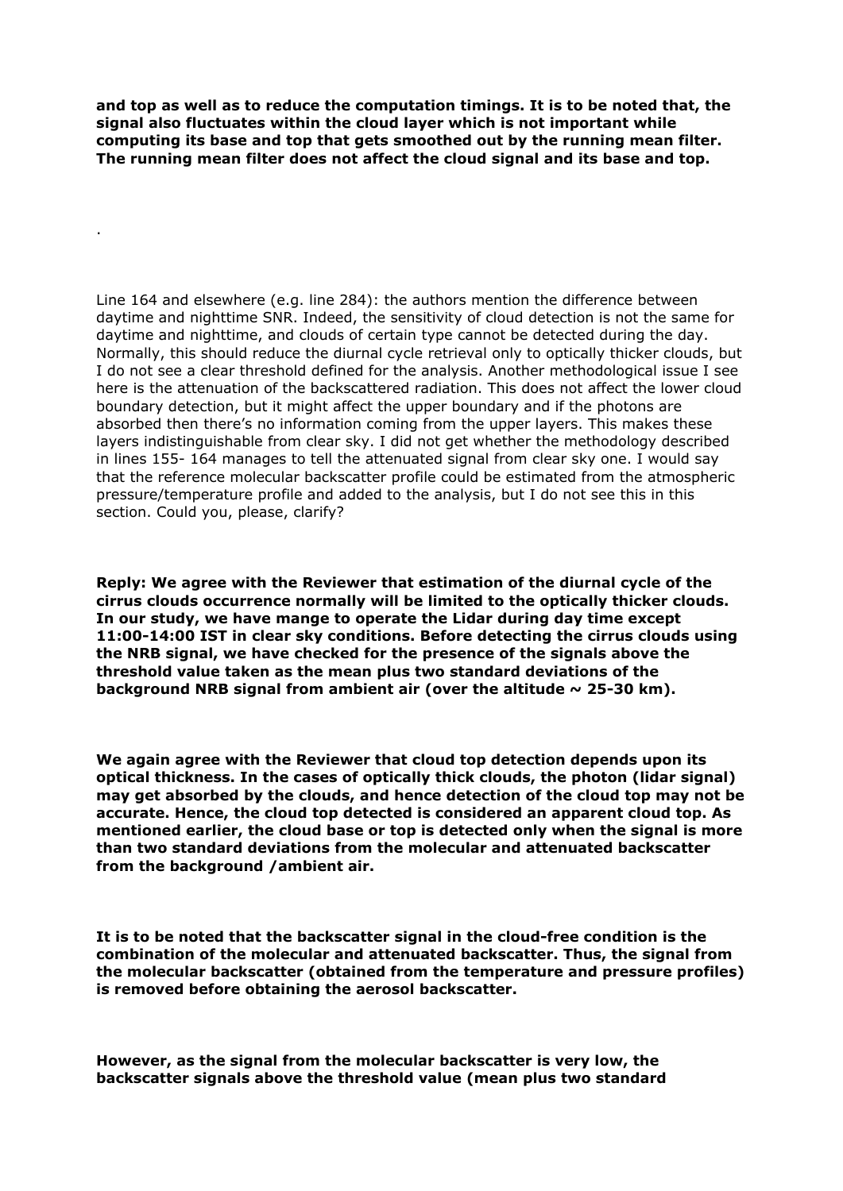**and top as well as to reduce the computation timings. It is to be noted that, the signal also fluctuates within the cloud layer which is not important while computing its base and top that gets smoothed out by the running mean filter. The running mean filter does not affect the cloud signal and its base and top.**

.

Line 164 and elsewhere (e.g. line 284): the authors mention the difference between daytime and nighttime SNR. Indeed, the sensitivity of cloud detection is not the same for daytime and nighttime, and clouds of certain type cannot be detected during the day. Normally, this should reduce the diurnal cycle retrieval only to optically thicker clouds, but I do not see a clear threshold defined for the analysis. Another methodological issue I see here is the attenuation of the backscattered radiation. This does not affect the lower cloud boundary detection, but it might affect the upper boundary and if the photons are absorbed then there's no information coming from the upper layers. This makes these layers indistinguishable from clear sky. I did not get whether the methodology described in lines 155- 164 manages to tell the attenuated signal from clear sky one. I would say that the reference molecular backscatter profile could be estimated from the atmospheric pressure/temperature profile and added to the analysis, but I do not see this in this section. Could you, please, clarify?

**Reply: We agree with the Reviewer that estimation of the diurnal cycle of the cirrus clouds occurrence normally will be limited to the optically thicker clouds. In our study, we have mange to operate the Lidar during day time except 11:00-14:00 IST in clear sky conditions. Before detecting the cirrus clouds using the NRB signal, we have checked for the presence of the signals above the threshold value taken as the mean plus two standard deviations of the background NRB signal from ambient air (over the altitude ~ 25-30 km).**

**We again agree with the Reviewer that cloud top detection depends upon its optical thickness. In the cases of optically thick clouds, the photon (lidar signal) may get absorbed by the clouds, and hence detection of the cloud top may not be accurate. Hence, the cloud top detected is considered an apparent cloud top. As mentioned earlier, the cloud base or top is detected only when the signal is more than two standard deviations from the molecular and attenuated backscatter from the background /ambient air.**

**It is to be noted that the backscatter signal in the cloud-free condition is the combination of the molecular and attenuated backscatter. Thus, the signal from the molecular backscatter (obtained from the temperature and pressure profiles) is removed before obtaining the aerosol backscatter.**

**However, as the signal from the molecular backscatter is very low, the backscatter signals above the threshold value (mean plus two standard**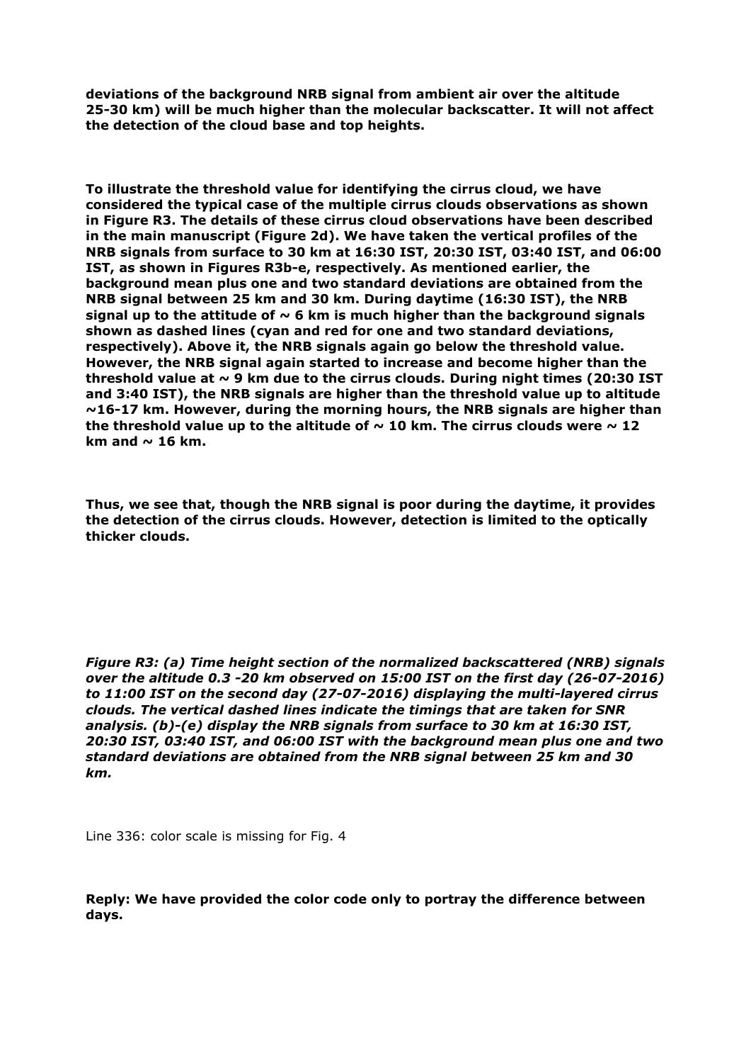**deviations of the background NRB signal from ambient air over the altitude 25-30 km) will be much higher than the molecular backscatter. It will not affect the detection of the cloud base and top heights.**

**To illustrate the threshold value for identifying the cirrus cloud, we have considered the typical case of the multiple cirrus clouds observations as shown in Figure R3. The details of these cirrus cloud observations have been described in the main manuscript (Figure 2d). We have taken the vertical profiles of the NRB signals from surface to 30 km at 16:30 IST, 20:30 IST, 03:40 IST, and 06:00 IST, as shown in Figures R3b-e, respectively. As mentioned earlier, the background mean plus one and two standard deviations are obtained from the NRB signal between 25 km and 30 km. During daytime (16:30 IST), the NRB signal up to the attitude of ~ 6 km is much higher than the background signals shown as dashed lines (cyan and red for one and two standard deviations, respectively). Above it, the NRB signals again go below the threshold value. However, the NRB signal again started to increase and become higher than the threshold value at ~ 9 km due to the cirrus clouds. During night times (20:30 IST and 3:40 IST), the NRB signals are higher than the threshold value up to altitude ~16-17 km. However, during the morning hours, the NRB signals are higher than the threshold value up to the altitude of ~ 10 km. The cirrus clouds were ~ 12 km and ~ 16 km.**

**Thus, we see that, though the NRB signal is poor during the daytime, it provides the detection of the cirrus clouds. However, detection is limited to the optically thicker clouds.**

***Figure R3: (a) Time height section of the normalized backscattered (NRB) signals over the altitude 0.3 -20 km observed on 15:00 IST on the first day (26-07-2016) to 11:00 IST on the second day (27-07-2016) displaying the multi-layered cirrus clouds. The vertical dashed lines indicate the timings that are taken for SNR analysis. (b)-(e) display the NRB signals from surface to 30 km at 16:30 IST, 20:30 IST, 03:40 IST, and 06:00 IST with the background mean plus one and two standard deviations are obtained from the NRB signal between 25 km and 30 km.***

Line 336: color scale is missing for Fig. 4

**Reply: We have provided the color code only to portray the difference between days.**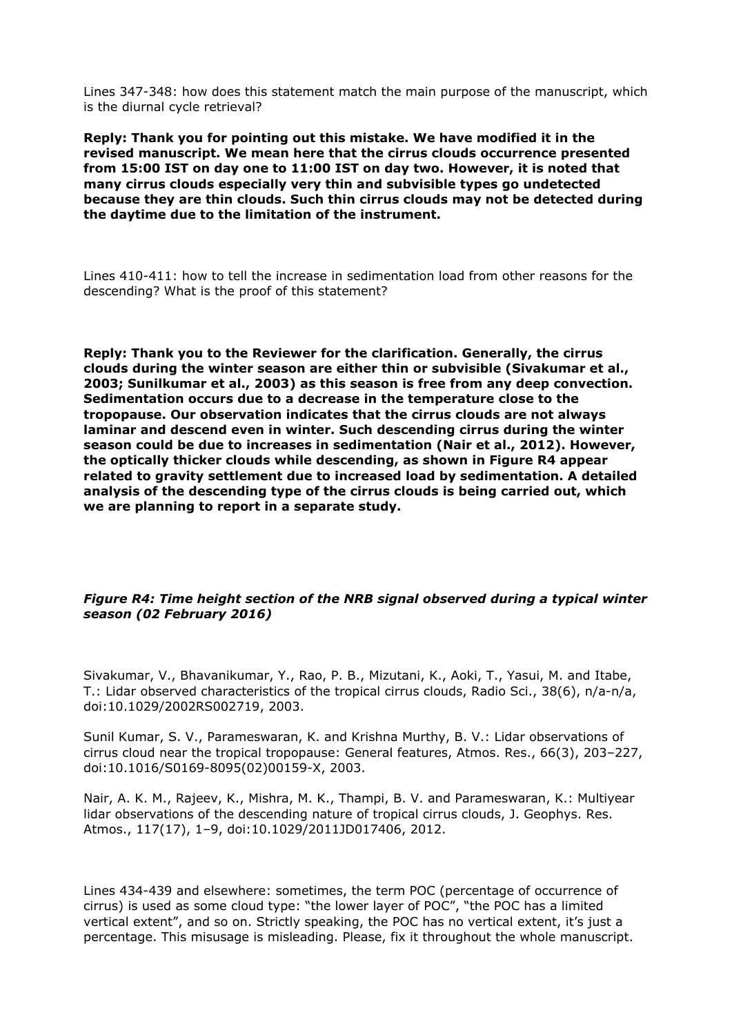Lines 347-348: how does this statement match the main purpose of the manuscript, which is the diurnal cycle retrieval?

**Reply: Thank you for pointing out this mistake. We have modified it in the revised manuscript. We mean here that the cirrus clouds occurrence presented from 15:00 IST on day one to 11:00 IST on day two. However, it is noted that many cirrus clouds especially very thin and subvisible types go undetected because they are thin clouds. Such thin cirrus clouds may not be detected during the daytime due to the limitation of the instrument.**

Lines 410-411: how to tell the increase in sedimentation load from other reasons for the descending? What is the proof of this statement?

**Reply: Thank you to the Reviewer for the clarification. Generally, the cirrus clouds during the winter season are either thin or subvisible (Sivakumar et al., 2003; Sunilkumar et al., 2003) as this season is free from any deep convection. Sedimentation occurs due to a decrease in the temperature close to the tropopause. Our observation indicates that the cirrus clouds are not always laminar and descend even in winter. Such descending cirrus during the winter season could be due to increases in sedimentation (Nair et al., 2012). However, the optically thicker clouds while descending, as shown in Figure R4 appear related to gravity settlement due to increased load by sedimentation. A detailed analysis of the descending type of the cirrus clouds is being carried out, which we are planning to report in a separate study.**

***Figure R4: Time height section of the NRB signal observed during a typical winter season (02 February 2016)***

Sivakumar, V., Bhavanikumar, Y., Rao, P. B., Mizutani, K., Aoki, T., Yasui, M. and Itabe, T.: Lidar observed characteristics of the tropical cirrus clouds, Radio Sci., 38(6), n/a-n/a, doi:10.1029/2002RS002719, 2003.

Sunil Kumar, S. V., Parameswaran, K. and Krishna Murthy, B. V.: Lidar observations of cirrus cloud near the tropical tropopause: General features, Atmos. Res., 66(3), 203–227, doi:10.1016/S0169-8095(02)00159-X, 2003.

Nair, A. K. M., Rajeev, K., Mishra, M. K., Thampi, B. V. and Parameswaran, K.: Multiyear lidar observations of the descending nature of tropical cirrus clouds, J. Geophys. Res. Atmos., 117(17), 1–9, doi:10.1029/2011JD017406, 2012.

Lines 434-439 and elsewhere: sometimes, the term POC (percentage of occurrence of cirrus) is used as some cloud type: "the lower layer of POC", "the POC has a limited vertical extent", and so on. Strictly speaking, the POC has no vertical extent, it's just a percentage. This misusage is misleading. Please, fix it throughout the whole manuscript.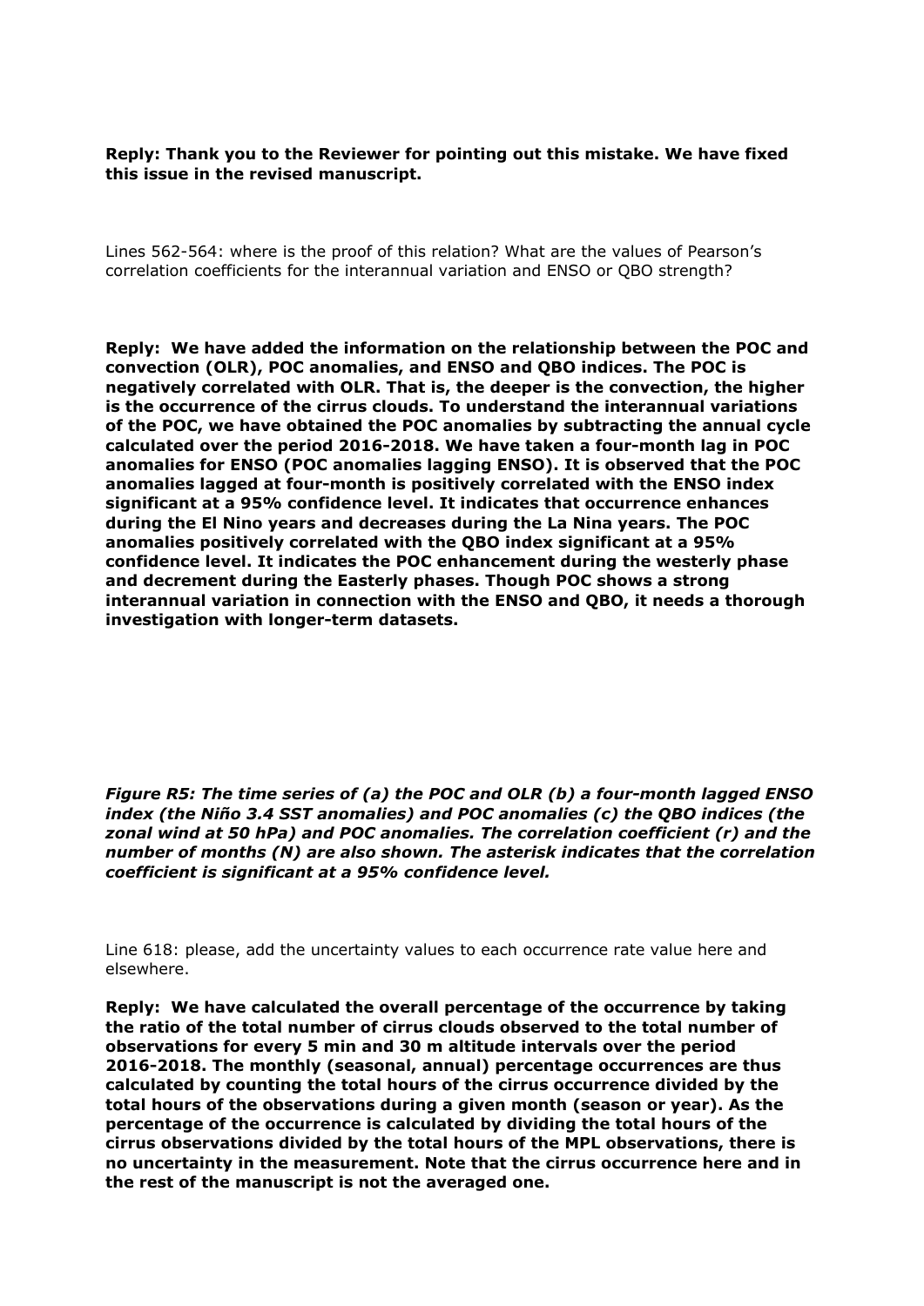**Reply: Thank you to the Reviewer for pointing out this mistake. We have fixed this issue in the revised manuscript.**

Lines 562-564: where is the proof of this relation? What are the values of Pearson's correlation coefficients for the interannual variation and ENSO or QBO strength?

**Reply: We have added the information on the relationship between the POC and convection (OLR), POC anomalies, and ENSO and QBO indices. The POC is negatively correlated with OLR. That is, the deeper is the convection, the higher is the occurrence of the cirrus clouds. To understand the interannual variations of the POC, we have obtained the POC anomalies by subtracting the annual cycle calculated over the period 2016-2018. We have taken a four-month lag in POC anomalies for ENSO (POC anomalies lagging ENSO). It is observed that the POC anomalies lagged at four-month is positively correlated with the ENSO index significant at a 95% confidence level. It indicates that occurrence enhances during the El Nino years and decreases during the La Nina years. The POC anomalies positively correlated with the QBO index significant at a 95% confidence level. It indicates the POC enhancement during the westerly phase and decrement during the Easterly phases. Though POC shows a strong interannual variation in connection with the ENSO and QBO, it needs a thorough investigation with longer-term datasets.**

***Figure R5: The time series of (a) the POC and OLR (b) a four-month lagged ENSO index (the Niño 3.4 SST anomalies) and POC anomalies (c) the QBO indices (the zonal wind at 50 hPa) and POC anomalies. The correlation coefficient (r) and the number of months (N) are also shown. The asterisk indicates that the correlation coefficient is significant at a 95% confidence level.***

Line 618: please, add the uncertainty values to each occurrence rate value here and elsewhere.

**Reply: We have calculated the overall percentage of the occurrence by taking the ratio of the total number of cirrus clouds observed to the total number of observations for every 5 min and 30 m altitude intervals over the period 2016-2018. The monthly (seasonal, annual) percentage occurrences are thus calculated by counting the total hours of the cirrus occurrence divided by the total hours of the observations during a given month (season or year). As the percentage of the occurrence is calculated by dividing the total hours of the cirrus observations divided by the total hours of the MPL observations, there is no uncertainty in the measurement. Note that the cirrus occurrence here and in the rest of the manuscript is not the averaged one.**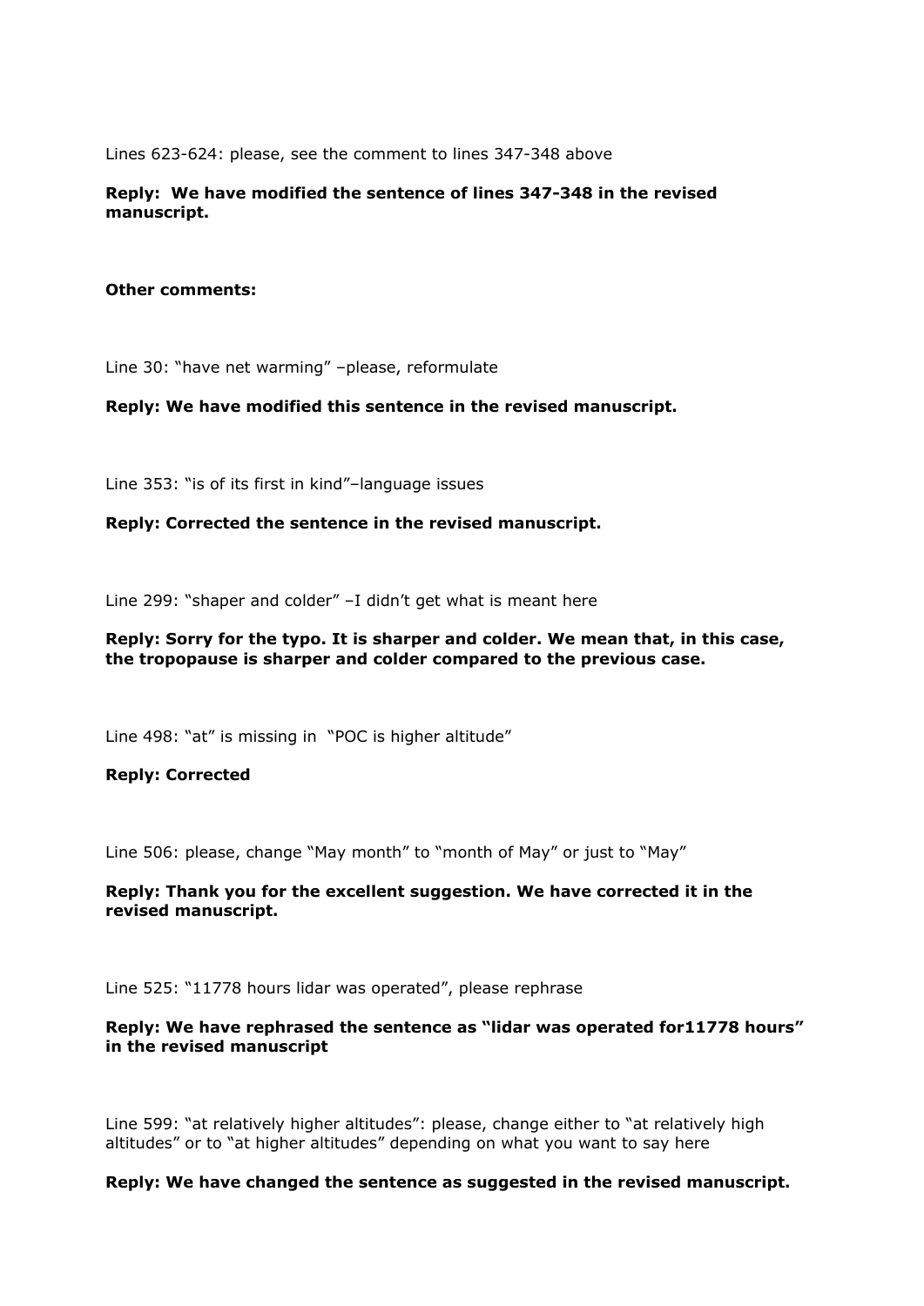Lines 623-624: please, see the comment to lines 347-348 above

**Reply: We have modified the sentence of lines 347-348 in the revised manuscript.**

**Other comments:**

Line 30: "have net warming" –please, reformulate

**Reply: We have modified this sentence in the revised manuscript.**

Line 353: "is of its first in kind"–language issues

**Reply: Corrected the sentence in the revised manuscript.**

Line 299: "shaper and colder" –I didn't get what is meant here

**Reply: Sorry for the typo. It is sharper and colder. We mean that, in this case, the tropopause is sharper and colder compared to the previous case.**

Line 498: "at" is missing in "POC is higher altitude"

**Reply: Corrected**

Line 506: please, change "May month" to "month of May" or just to "May"

**Reply: Thank you for the excellent suggestion. We have corrected it in the revised manuscript.**

Line 525: "11778 hours lidar was operated", please rephrase

**Reply: We have rephrased the sentence as "lidar was operated for11778 hours" in the revised manuscript**

Line 599: "at relatively higher altitudes": please, change either to "at relatively high altitudes" or to "at higher altitudes" depending on what you want to say here

**Reply: We have changed the sentence as suggested in the revised manuscript.**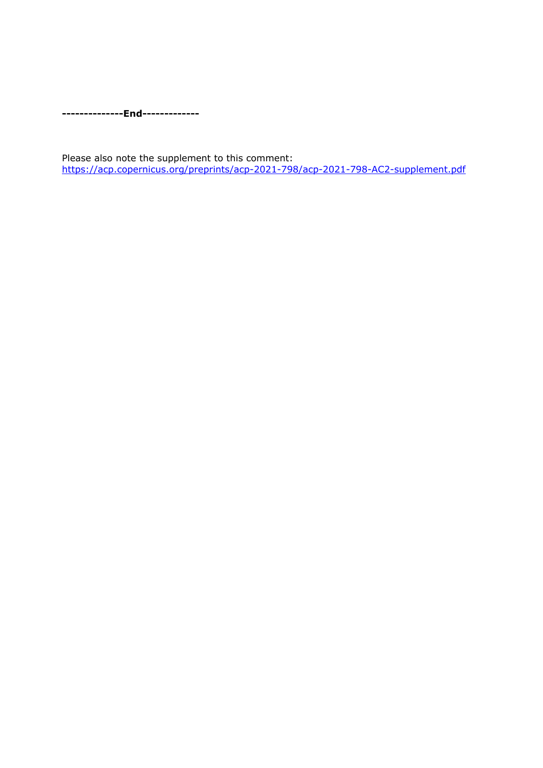**--------------End-------------**

Please also note the supplement to this comment:
https://acp.copernicus.org/preprints/acp-2021-798/acp-2021-798-AC2-supplement.pdf